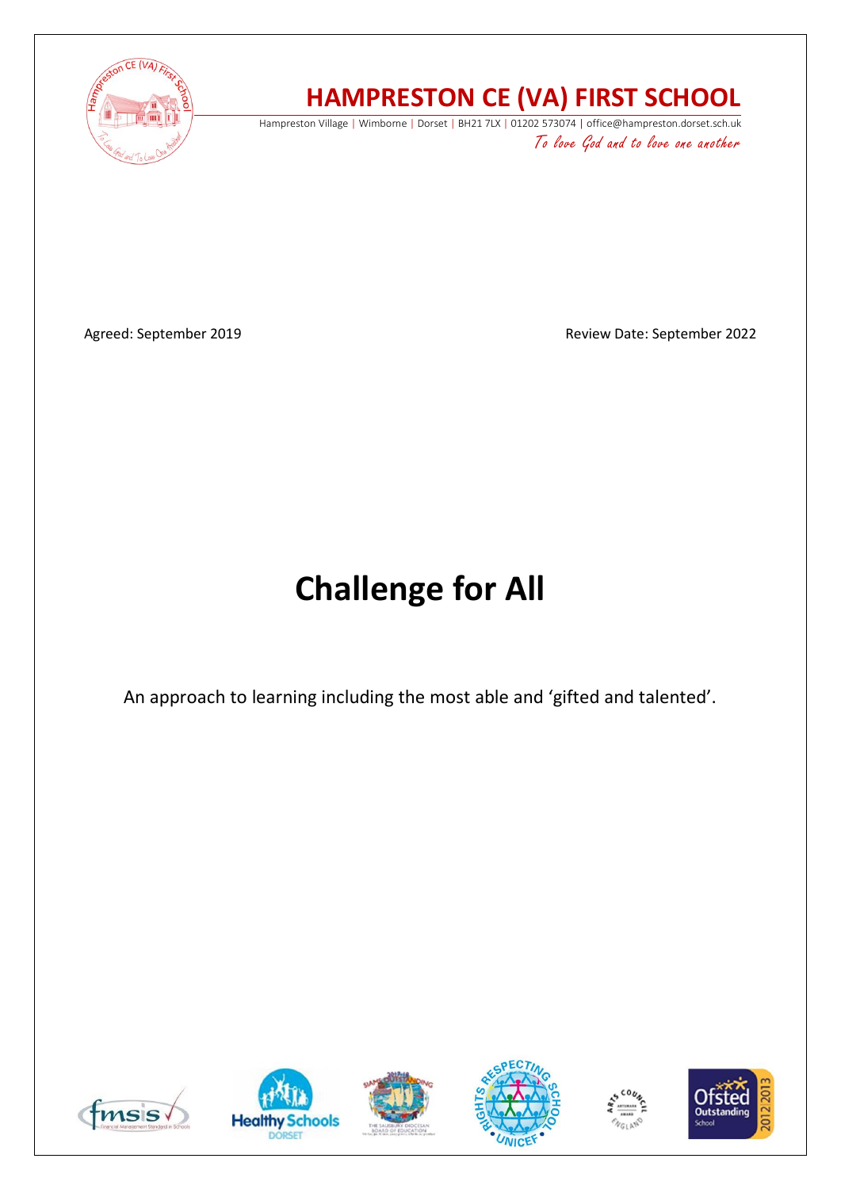# HAMPRESTON CE (VA) FIRST SCHOOL

Hampreston Village | Wimborne | Dorset | BH21 7LX | 01202 573074 | office@hampreston.dorset.sch.uk

*To love God and to love one another*

Agreed: September 2019

Review Date: September 2022

# Challenge for All

An approach to learning including the most able and 'gifted and talented'.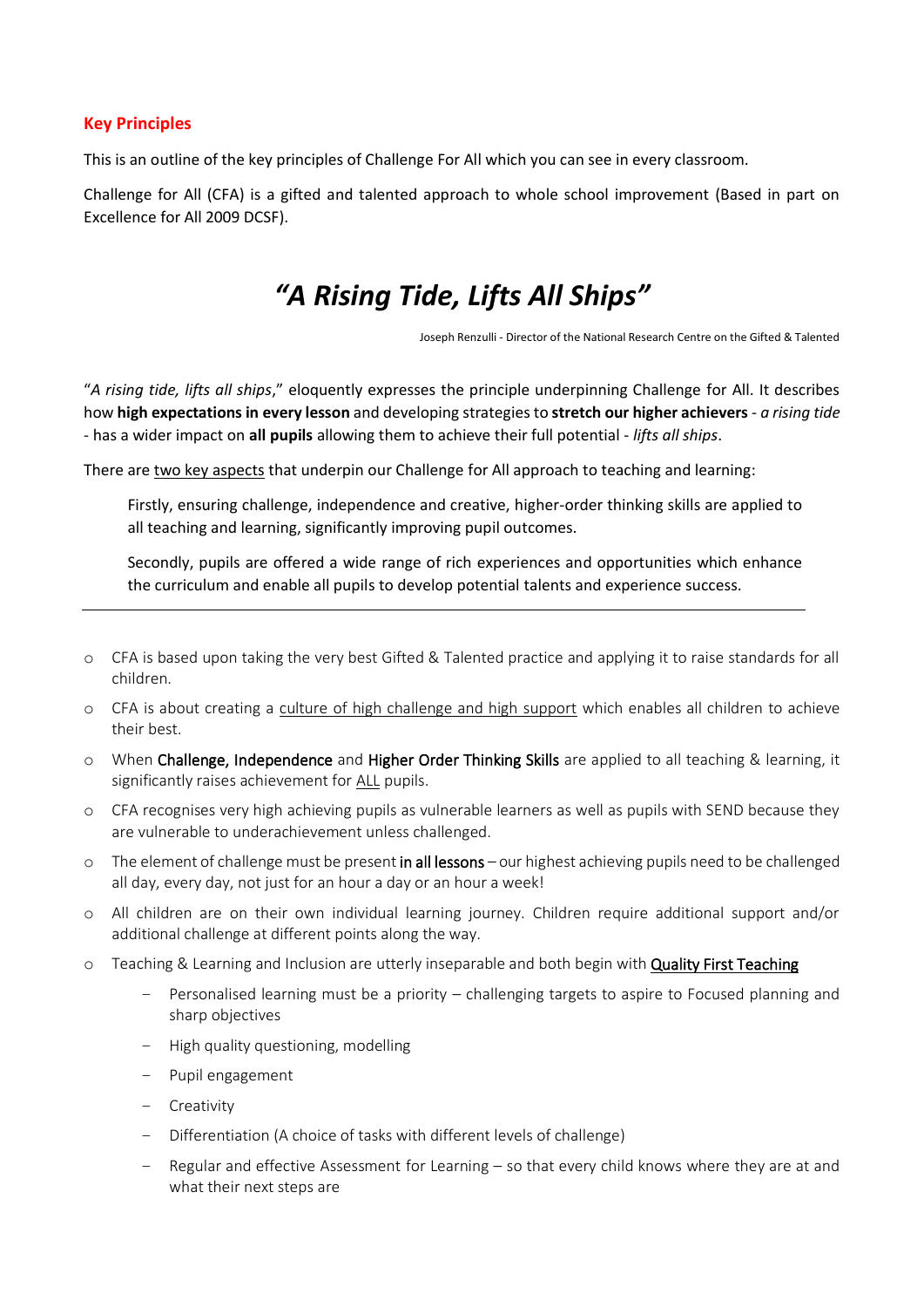## Key Principles

This is an outline of the key principles of Challenge For All which you can see in every classroom.

Challenge for All (CFA) is a gifted and talented approach to whole school improvement (Based in part on Excellence for All 2009 DCSF).

# *"A Rising Tide, Lifts All Ships"*

Joseph Renzulli - Director of the National Research Centre on the Gifted & Talented

"*A rising tide, lifts all ships*," eloquently expresses the principle underpinning Challenge for All. It describes how **high expectations in every lesson** and developing strategies to **stretch our higher achievers** - *a rising tide* - has a wider impact on **all pupils** allowing them to achieve their full potential - *lifts all ships*.

There are <u>two key aspects</u> that underpin our Challenge for All approach to teaching and learning:

> Firstly, ensuring challenge, independence and creative, higher-order thinking skills are applied to all teaching and learning, significantly improving pupil outcomes.
>
> Secondly, pupils are offered a wide range of rich experiences and opportunities which enhance the curriculum and enable all pupils to develop potential talents and experience success.

---

- CFA is based upon taking the very best Gifted & Talented practice and applying it to raise standards for all children.
- CFA is about creating a <u>culture of high challenge and high support</u> which enables all children to achieve their best.
- When **Challenge, Independence** and **Higher Order Thinking Skills** are applied to all teaching & learning, it significantly raises achievement for <u>ALL</u> pupils.
- CFA recognises very high achieving pupils as vulnerable learners as well as pupils with SEND because they are vulnerable to underachievement unless challenged.
- The element of challenge must be present **in all lessons** – our highest achieving pupils need to be challenged all day, every day, not just for an hour a day or an hour a week!
- All children are on their own individual learning journey. Children require additional support and/or additional challenge at different points along the way.
- Teaching & Learning and Inclusion are utterly inseparable and both begin with <u>Quality First Teaching</u>
  - Personalised learning must be a priority – challenging targets to aspire to Focused planning and sharp objectives
  - High quality questioning, modelling
  - Pupil engagement
  - Creativity
  - Differentiation (A choice of tasks with different levels of challenge)
  - Regular and effective Assessment for Learning – so that every child knows where they are at and what their next steps are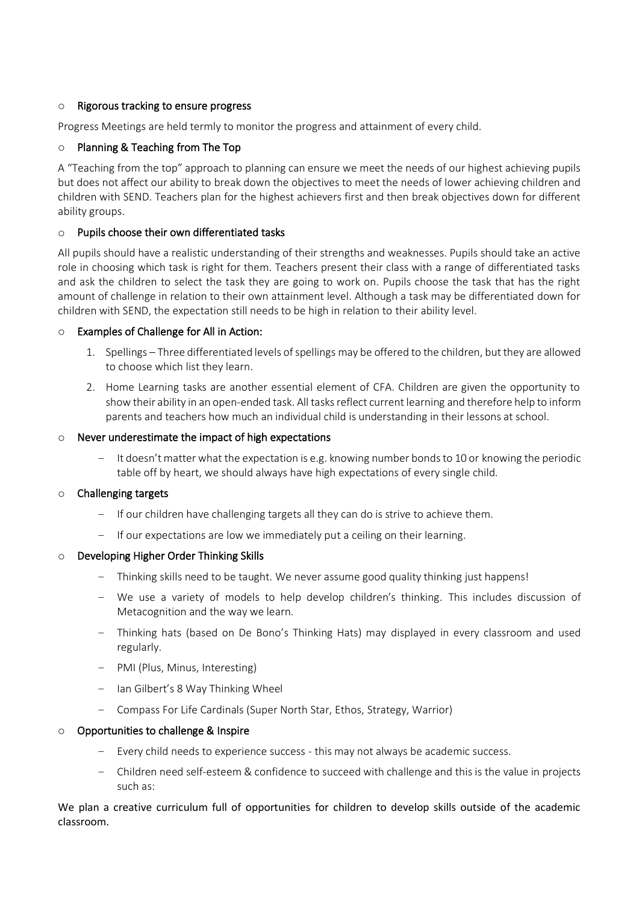- **Rigorous tracking to ensure progress**

Progress Meetings are held termly to monitor the progress and attainment of every child.

- **Planning & Teaching from The Top**

A "Teaching from the top" approach to planning can ensure we meet the needs of our highest achieving pupils but does not affect our ability to break down the objectives to meet the needs of lower achieving children and children with SEND. Teachers plan for the highest achievers first and then break objectives down for different ability groups.

- **Pupils choose their own differentiated tasks**

All pupils should have a realistic understanding of their strengths and weaknesses. Pupils should take an active role in choosing which task is right for them. Teachers present their class with a range of differentiated tasks and ask the children to select the task they are going to work on. Pupils choose the task that has the right amount of challenge in relation to their own attainment level. Although a task may be differentiated down for children with SEND, the expectation still needs to be high in relation to their ability level.

- **Examples of Challenge for All in Action:**

    1. Spellings – Three differentiated levels of spellings may be offered to the children, but they are allowed to choose which list they learn.
    2. Home Learning tasks are another essential element of CFA. Children are given the opportunity to show their ability in an open-ended task. All tasks reflect current learning and therefore help to inform parents and teachers how much an individual child is understanding in their lessons at school.

- **Never underestimate the impact of high expectations**

    - It doesn't matter what the expectation is e.g. knowing number bonds to 10 or knowing the periodic table off by heart, we should always have high expectations of every single child.

- **Challenging targets**

    - If our children have challenging targets all they can do is strive to achieve them.
    - If our expectations are low we immediately put a ceiling on their learning.

- **Developing Higher Order Thinking Skills**

    - Thinking skills need to be taught. We never assume good quality thinking just happens!
    - We use a variety of models to help develop children's thinking. This includes discussion of Metacognition and the way we learn.
    - Thinking hats (based on De Bono's Thinking Hats) may displayed in every classroom and used regularly.
    - PMI (Plus, Minus, Interesting)
    - Ian Gilbert's 8 Way Thinking Wheel
    - Compass For Life Cardinals (Super North Star, Ethos, Strategy, Warrior)

- **Opportunities to challenge & Inspire**

    - Every child needs to experience success - this may not always be academic success.
    - Children need self-esteem & confidence to succeed with challenge and this is the value in projects such as:

We plan a creative curriculum full of opportunities for children to develop skills outside of the academic classroom.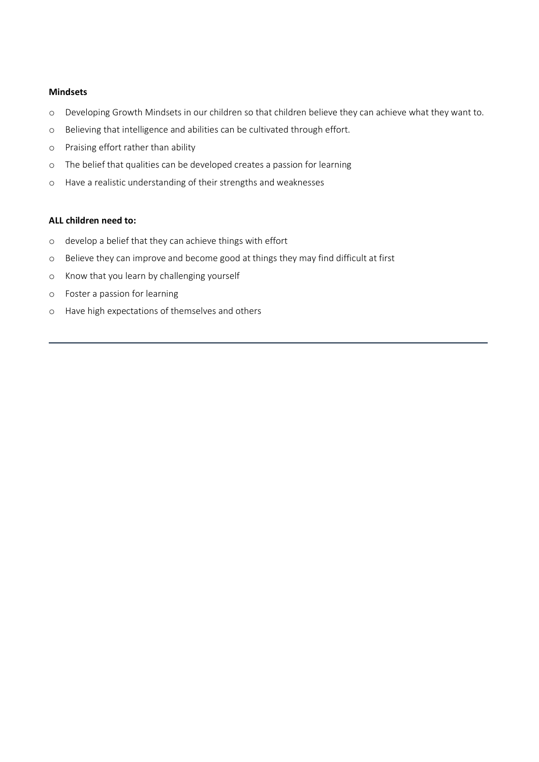**Mindsets**

- Developing Growth Mindsets in our children so that children believe they can achieve what they want to.
- Believing that intelligence and abilities can be cultivated through effort.
- Praising effort rather than ability
- The belief that qualities can be developed creates a passion for learning
- Have a realistic understanding of their strengths and weaknesses

**ALL children need to:**

- develop a belief that they can achieve things with effort
- Believe they can improve and become good at things they may find difficult at first
- Know that you learn by challenging yourself
- Foster a passion for learning
- Have high expectations of themselves and others

---